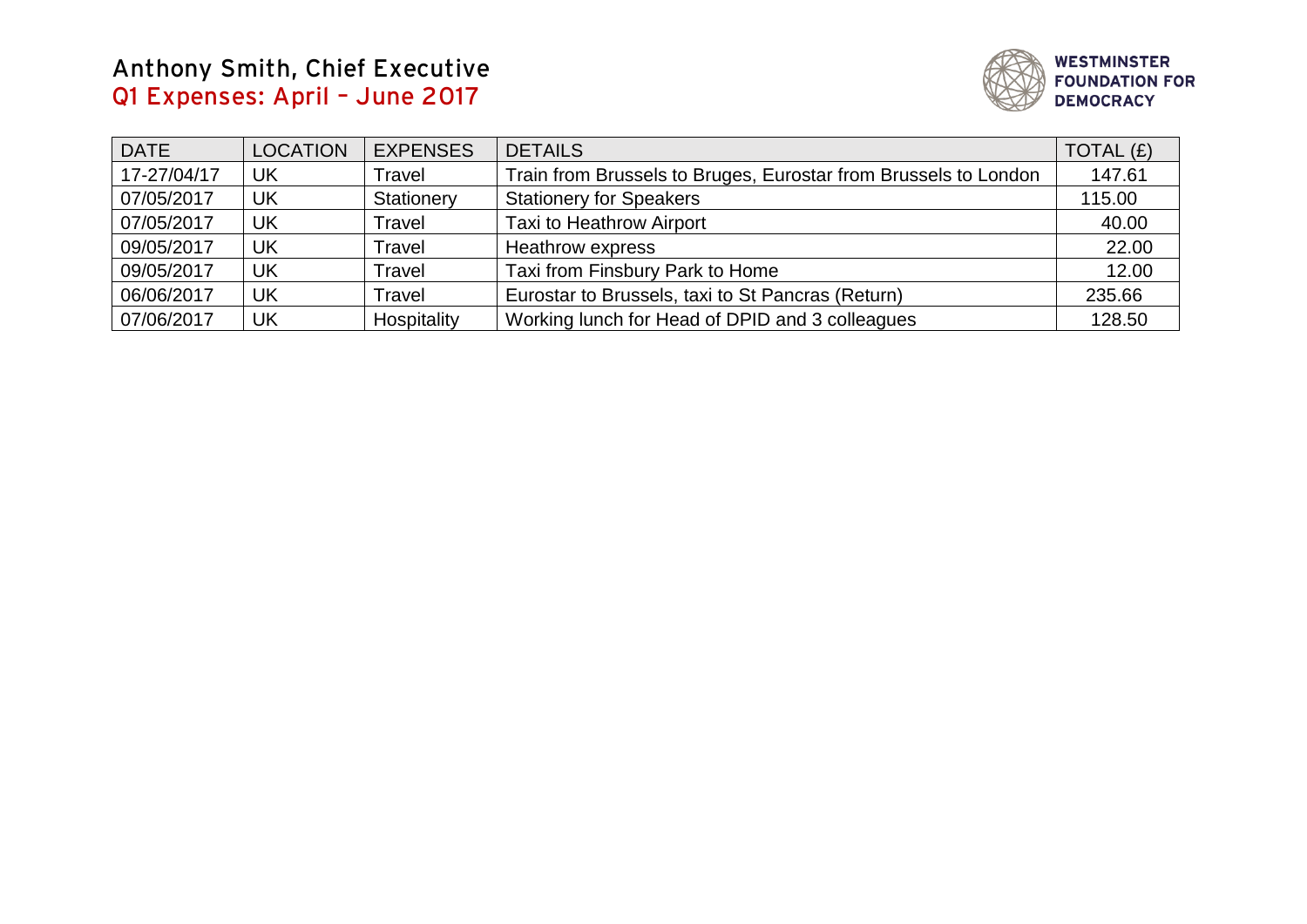# Anthony Smith, Chief Executive

## Q1 Expenses: April – June 2017

WESTMINSTER FOUNDATION FOR DEMOCRACY

| DATE | LOCATION | EXPENSES | DETAILS | TOTAL (£) |
|---|---|---|---|---|
| 17-27/04/17 | UK | Travel | Train from Brussels to Bruges, Eurostar from Brussels to London | 147.61 |
| 07/05/2017 | UK | Stationery | Stationery for Speakers | 115.00 |
| 07/05/2017 | UK | Travel | Taxi to Heathrow Airport | 40.00 |
| 09/05/2017 | UK | Travel | Heathrow express | 22.00 |
| 09/05/2017 | UK | Travel | Taxi from Finsbury Park to Home | 12.00 |
| 06/06/2017 | UK | Travel | Eurostar to Brussels, taxi to St Pancras (Return) | 235.66 |
| 07/06/2017 | UK | Hospitality | Working lunch for Head of DPID and 3 colleagues | 128.50 |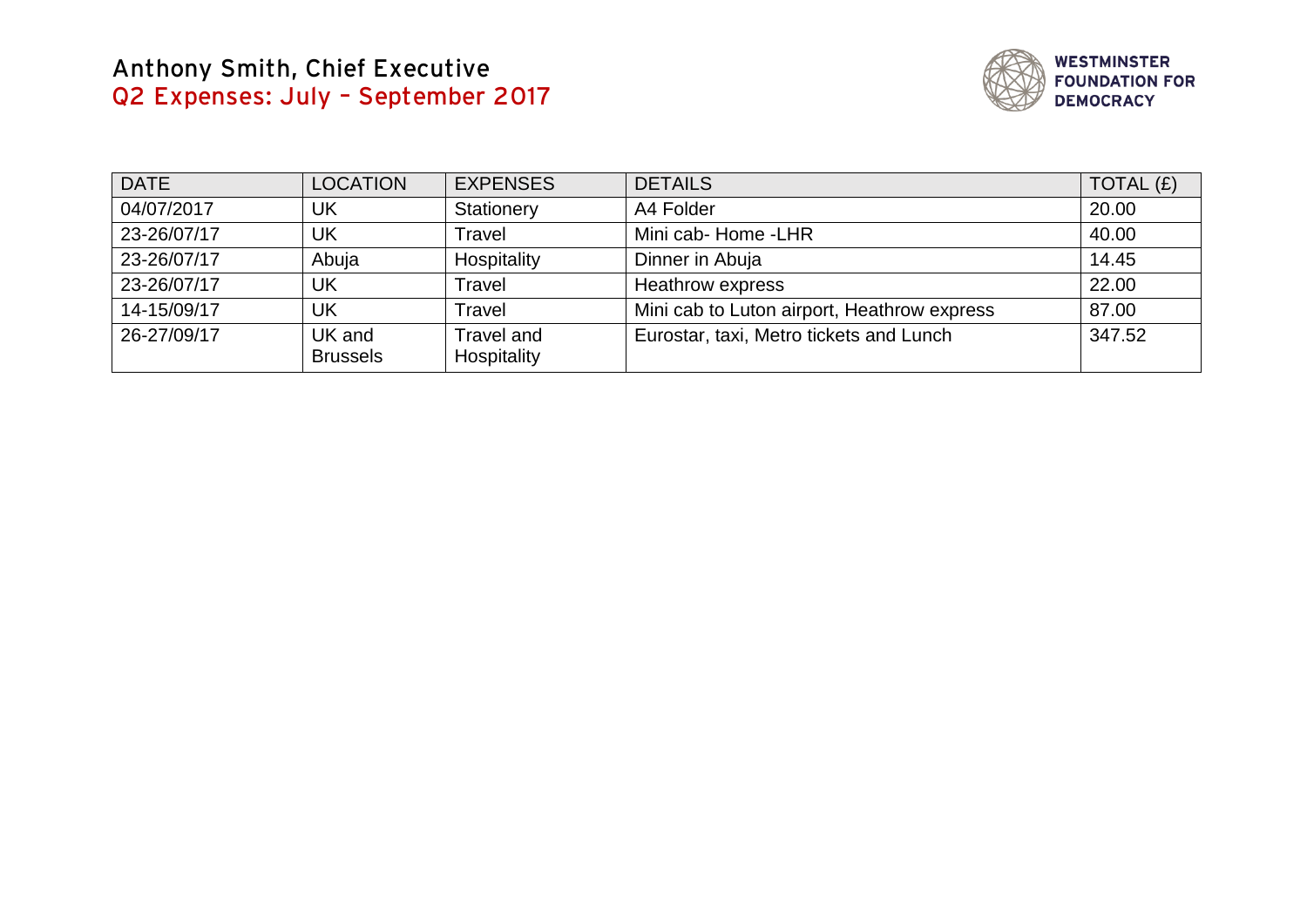# Anthony Smith, Chief Executive
## Q2 Expenses: July – September 2017

WESTMINSTER FOUNDATION FOR DEMOCRACY

| DATE | LOCATION | EXPENSES | DETAILS | TOTAL (£) |
|---|---|---|---|---|
| 04/07/2017 | UK | Stationery | A4 Folder | 20.00 |
| 23-26/07/17 | UK | Travel | Mini cab- Home -LHR | 40.00 |
| 23-26/07/17 | Abuja | Hospitality | Dinner in Abuja | 14.45 |
| 23-26/07/17 | UK | Travel | Heathrow express | 22.00 |
| 14-15/09/17 | UK | Travel | Mini cab to Luton airport, Heathrow express | 87.00 |
| 26-27/09/17 | UK and Brussels | Travel and Hospitality | Eurostar, taxi, Metro tickets and Lunch | 347.52 |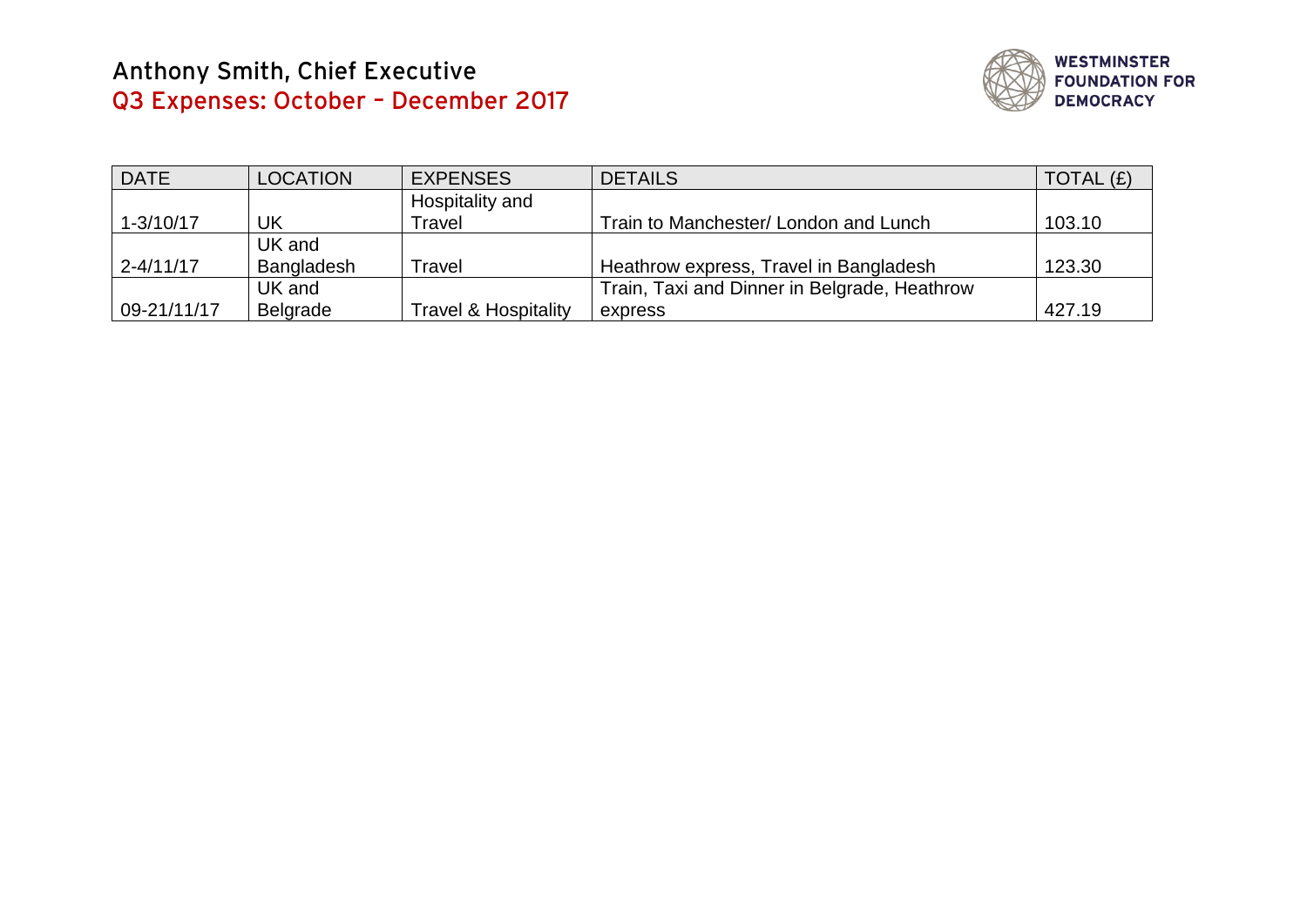# Anthony Smith, Chief Executive

## Q3 Expenses: October – December 2017

WESTMINSTER FOUNDATION FOR DEMOCRACY

| DATE | LOCATION | EXPENSES | DETAILS | TOTAL (£) |
|---|---|---|---|---|
| 1-3/10/17 | UK | Hospitality and Travel | Train to Manchester/ London and Lunch | 103.10 |
| 2-4/11/17 | UK and Bangladesh | Travel | Heathrow express, Travel in Bangladesh | 123.30 |
| 09-21/11/17 | UK and Belgrade | Travel & Hospitality | Train, Taxi and Dinner in Belgrade, Heathrow express | 427.19 |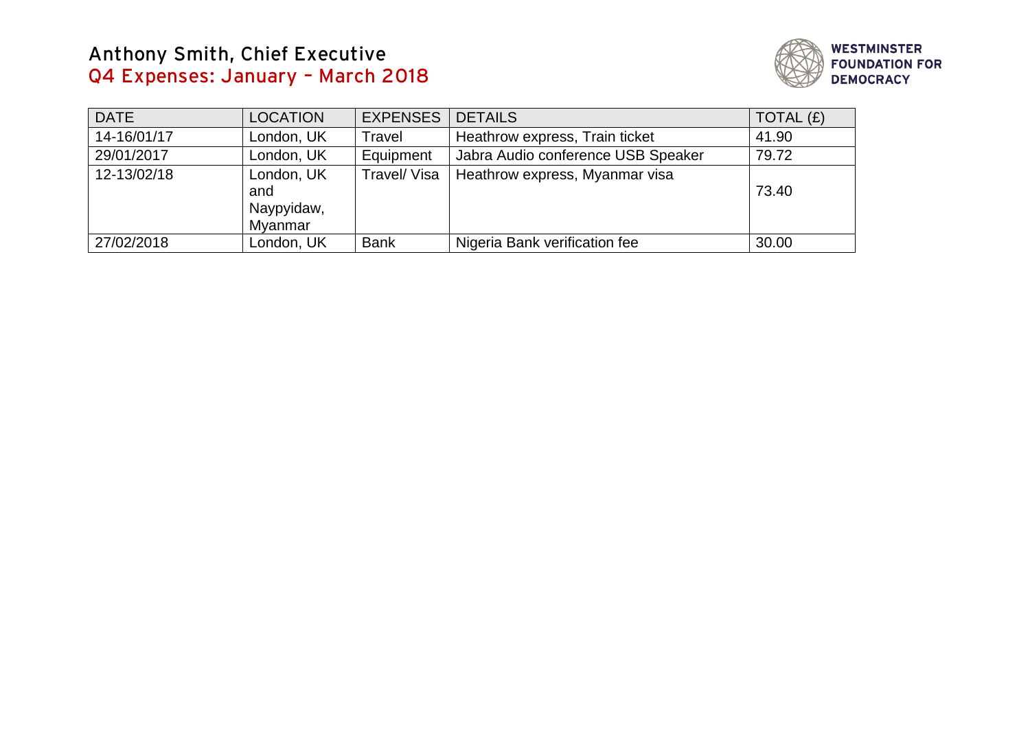# Anthony Smith, Chief Executive

## Q4 Expenses: January – March 2018

WESTMINSTER FOUNDATION FOR DEMOCRACY

| DATE | LOCATION | EXPENSES | DETAILS | TOTAL (£) |
|---|---|---|---|---|
| 14-16/01/17 | London, UK | Travel | Heathrow express, Train ticket | 41.90 |
| 29/01/2017 | London, UK | Equipment | Jabra Audio conference USB Speaker | 79.72 |
| 12-13/02/18 | London, UK and Naypyidaw, Myanmar | Travel/ Visa | Heathrow express, Myanmar visa | 73.40 |
| 27/02/2018 | London, UK | Bank | Nigeria Bank verification fee | 30.00 |